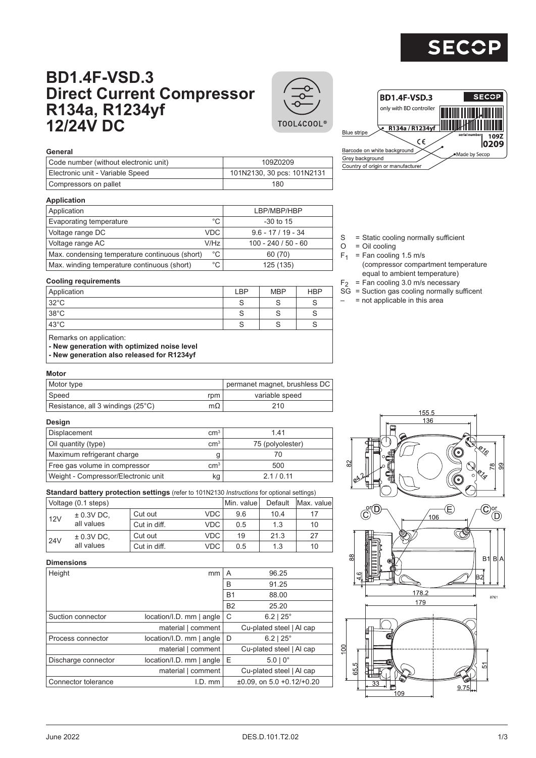# BD1.4F-VSD.3 Direct Current Compressor R134a, R1234yf 12/24V DC

TOOL4COOL®

BD1.4F-VSD.3 — SECOP — only with BD controller — R134a / R1234yf — serial number 109Z 0209

Blue stripe
Barcode on white background
Grey background
Country of origin or manufacturer
Made by Secop

### General

| General | |
|---|---|
| Code number (without electronic unit) | 109Z0209 |
| Electronic unit - Variable Speed | 101N2130, 30 pcs: 101N2131 |
| Compressors on pallet | 180 |

### Application

| Application | | |
|---|---|---|
| Application | | LBP/MBP/HBP |
| Evaporating temperature | °C | -30 to 15 |
| Voltage range DC | VDC | 9.6 - 17 / 19 - 34 |
| Voltage range AC | V/Hz | 100 - 240 / 50 - 60 |
| Max. condensing temperature continuous (short) | °C | 60 (70) |
| Max. winding temperature continuous (short) | °C | 125 (135) |

### Cooling requirements

| Application | LBP | MBP | HBP |
|---|---|---|---|
| 32°C | S | S | S |
| 38°C | S | S | S |
| 43°C | S | S | S |

Remarks on application:
**- New generation with optimized noise level**
**- New generation also released for R1234yf**

S = Static cooling normally sufficient
O = Oil cooling
$F_1$ = Fan cooling 1.5 m/s (compressor compartment temperature equal to ambient temperature)
$F_2$ = Fan cooling 3.0 m/s necessary
SG = Suction gas cooling normally sufficent
– = not applicable in this area

### Motor

| Motor | | |
|---|---|---|
| Motor type | | permanet magnet, brushless DC |
| Speed | rpm | variable speed |
| Resistance, all 3 windings (25°C) | mΩ | 210 |

### Design

| Design | | |
|---|---|---|
| Displacement | $cm^3$ | 1.41 |
| Oil quantity (type) | $cm^3$ | 75 (polyolester) |
| Maximum refrigerant charge | g | 70 |
| Free gas volume in compressor | $cm^3$ | 500 |
| Weight - Compressor/Electronic unit | kg | 2.1 / 0.11 |

### Standard battery protection settings (refer to 101N2130 *Instructions* for optional settings)

| Voltage (0.1 steps) | | | | Min. value | Default | Max. value |
|---|---|---|---|---|---|---|
| 12V | ± 0.3V DC, all values | Cut out | VDC | 9.6 | 10.4 | 17 |
| | | Cut in diff. | VDC | 0.5 | 1.3 | 10 |
| 24V | ± 0.3V DC, all values | Cut out | VDC | 19 | 21.3 | 27 |
| | | Cut in diff. | VDC | 0.5 | 1.3 | 10 |

### Dimensions

| Dimensions | | | |
|---|---|---|---|
| Height | mm | A | 96.25 |
| | | B | 91.25 |
| | | B1 | 88.00 |
| | | B2 | 25.20 |
| Suction connector | location/I.D. mm \| angle | C | 6.2 \| 25° |
| | material \| comment | | Cu-plated steel \| Al cap |
| Process connector | location/I.D. mm \| angle | D | 6.2 \| 25° |
| | material \| comment | | Cu-plated steel \| Al cap |
| Discharge connector | location/I.D. mm \| angle | E | 5.0 \| 0° |
| | material \| comment | | Cu-plated steel \| Al cap |
| Connector tolerance | I.D. mm | | ±0.09, on 5.0 +0.12/+0.20 |

June 2022 — DES.D.101.T2.02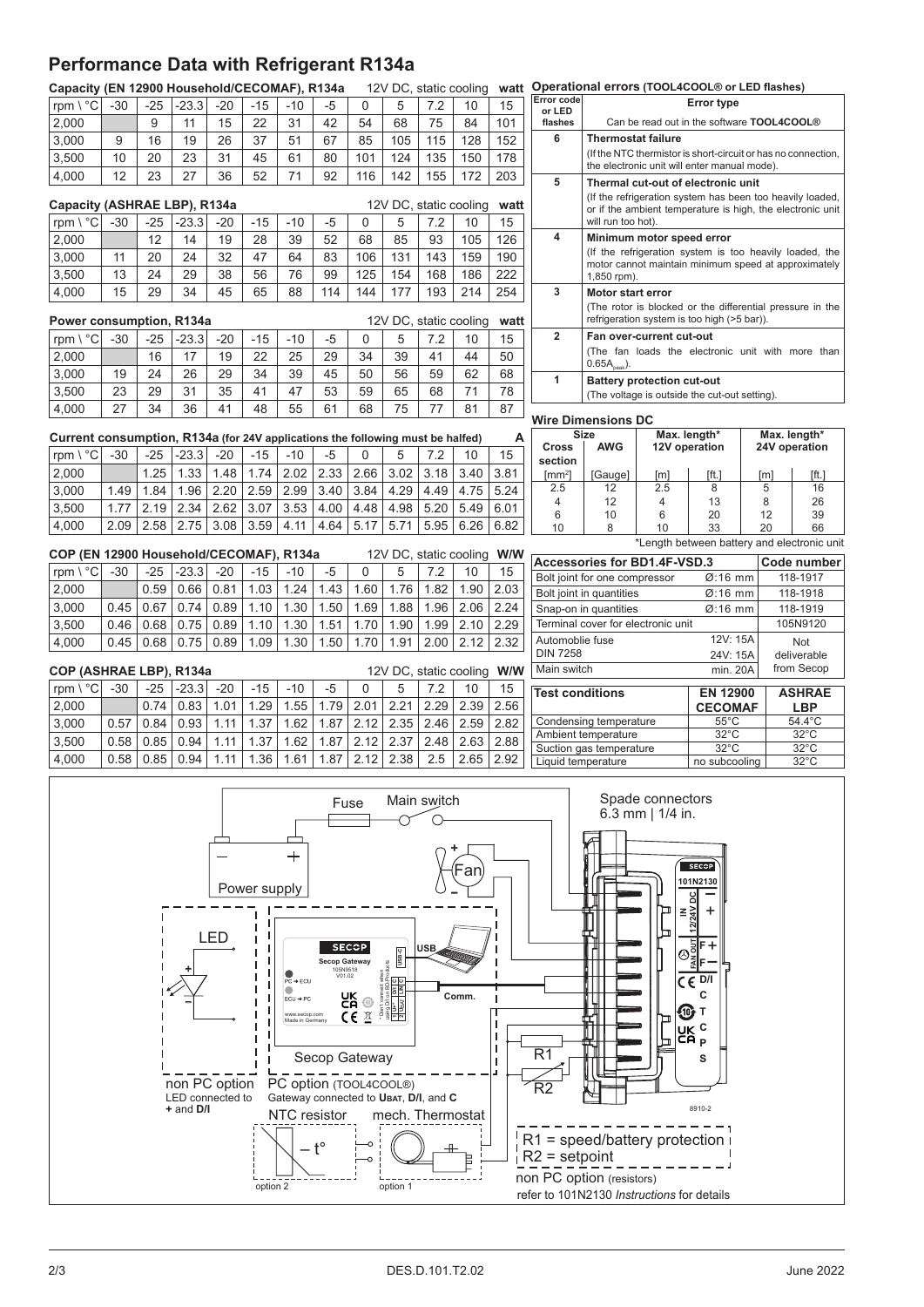# Performance Data with Refrigerant R134a

**Capacity (EN 12900 Household/CECOMAF), R134a** 12V DC, static cooling **watt**

| rpm \ °C | -30 | -25 | -23.3 | -20 | -15 | -10 | -5 | 0 | 5 | 7.2 | 10 | 15 |
|---|---|---|---|---|---|---|---|---|---|---|---|---|
| 2,000 | | 9 | 11 | 15 | 22 | 31 | 42 | 54 | 68 | 75 | 84 | 101 |
| 3,000 | 9 | 16 | 19 | 26 | 37 | 51 | 67 | 85 | 105 | 115 | 128 | 152 |
| 3,500 | 10 | 20 | 23 | 31 | 45 | 61 | 80 | 101 | 124 | 135 | 150 | 178 |
| 4,000 | 12 | 23 | 27 | 36 | 52 | 71 | 92 | 116 | 142 | 155 | 172 | 203 |

**Capacity (ASHRAE LBP), R134a** 12V DC, static cooling **watt**

| rpm \ °C | -30 | -25 | -23.3 | -20 | -15 | -10 | -5 | 0 | 5 | 7.2 | 10 | 15 |
|---|---|---|---|---|---|---|---|---|---|---|---|---|
| 2,000 | | 12 | 14 | 19 | 28 | 39 | 52 | 68 | 85 | 93 | 105 | 126 |
| 3,000 | 11 | 20 | 24 | 32 | 47 | 64 | 83 | 106 | 131 | 143 | 159 | 190 |
| 3,500 | 13 | 24 | 29 | 38 | 56 | 76 | 99 | 125 | 154 | 168 | 186 | 222 |
| 4,000 | 15 | 29 | 34 | 45 | 65 | 88 | 114 | 144 | 177 | 193 | 214 | 254 |

**Power consumption, R134a** 12V DC, static cooling **watt**

| rpm \ °C | -30 | -25 | -23.3 | -20 | -15 | -10 | -5 | 0 | 5 | 7.2 | 10 | 15 |
|---|---|---|---|---|---|---|---|---|---|---|---|---|
| 2,000 | | 16 | 17 | 19 | 22 | 25 | 29 | 34 | 39 | 41 | 44 | 50 |
| 3,000 | 19 | 24 | 26 | 29 | 34 | 39 | 45 | 50 | 56 | 59 | 62 | 68 |
| 3,500 | 23 | 29 | 31 | 35 | 41 | 47 | 53 | 59 | 65 | 68 | 71 | 78 |
| 4,000 | 27 | 34 | 36 | 41 | 48 | 55 | 61 | 68 | 75 | 77 | 81 | 87 |

**Current consumption, R134a (for 24V applications the following must be halfed)** **A**

| rpm \ °C | -30 | -25 | -23.3 | -20 | -15 | -10 | -5 | 0 | 5 | 7.2 | 10 | 15 |
|---|---|---|---|---|---|---|---|---|---|---|---|---|
| 2,000 | | 1.25 | 1.33 | 1.48 | 1.74 | 2.02 | 2.33 | 2.66 | 3.02 | 3.18 | 3.40 | 3.81 |
| 3,000 | 1.49 | 1.84 | 1.96 | 2.20 | 2.59 | 2.99 | 3.40 | 3.84 | 4.29 | 4.49 | 4.75 | 5.24 |
| 3,500 | 1.77 | 2.19 | 2.34 | 2.62 | 3.07 | 3.53 | 4.00 | 4.48 | 4.98 | 5.20 | 5.49 | 6.01 |
| 4,000 | 2.09 | 2.58 | 2.75 | 3.08 | 3.59 | 4.11 | 4.64 | 5.17 | 5.71 | 5.95 | 6.26 | 6.82 |

**COP (EN 12900 Household/CECOMAF), R134a** 12V DC, static cooling **W/W**

| rpm \ °C | -30 | -25 | -23.3 | -20 | -15 | -10 | -5 | 0 | 5 | 7.2 | 10 | 15 |
|---|---|---|---|---|---|---|---|---|---|---|---|---|
| 2,000 | | 0.59 | 0.66 | 0.81 | 1.03 | 1.24 | 1.43 | 1.60 | 1.76 | 1.82 | 1.90 | 2.03 |
| 3,000 | 0.45 | 0.67 | 0.74 | 0.89 | 1.10 | 1.30 | 1.50 | 1.69 | 1.88 | 1.96 | 2.06 | 2.24 |
| 3,500 | 0.46 | 0.68 | 0.75 | 0.89 | 1.10 | 1.30 | 1.51 | 1.70 | 1.90 | 1.99 | 2.10 | 2.29 |
| 4,000 | 0.45 | 0.68 | 0.75 | 0.89 | 1.09 | 1.30 | 1.50 | 1.70 | 1.91 | 2.00 | 2.12 | 2.32 |

**COP (ASHRAE LBP), R134a** 12V DC, static cooling **W/W**

| rpm \ °C | -30 | -25 | -23.3 | -20 | -15 | -10 | -5 | 0 | 5 | 7.2 | 10 | 15 |
|---|---|---|---|---|---|---|---|---|---|---|---|---|
| 2,000 | | 0.74 | 0.83 | 1.01 | 1.29 | 1.55 | 1.79 | 2.01 | 2.21 | 2.29 | 2.39 | 2.56 |
| 3,000 | 0.57 | 0.84 | 0.93 | 1.11 | 1.37 | 1.62 | 1.87 | 2.12 | 2.35 | 2.46 | 2.59 | 2.82 |
| 3,500 | 0.58 | 0.85 | 0.94 | 1.11 | 1.37 | 1.62 | 1.87 | 2.12 | 2.37 | 2.48 | 2.63 | 2.88 |
| 4,000 | 0.58 | 0.85 | 0.94 | 1.11 | 1.36 | 1.61 | 1.87 | 2.12 | 2.38 | 2.5 | 2.65 | 2.92 |

**Operational errors (TOOL4COOL® or LED flashes)**

| Error code or LED flashes | Error type |
|---|---|
| | Can be read out in the software **TOOL4COOL®** |
| 6 | **Thermostat failure** (If the NTC thermistor is short-circuit or has no connection, the electronic unit will enter manual mode). |
| 5 | **Thermal cut-out of electronic unit** (If the refrigeration system has been too heavily loaded, or if the ambient temperature is high, the electronic unit will run too hot). |
| 4 | **Minimum motor speed error** (If the refrigeration system is too heavily loaded, the motor cannot maintain minimum speed at approximately 1,850 rpm). |
| 3 | **Motor start error** (The rotor is blocked or the differential pressure in the refrigeration system is too high (>5 bar)). |
| 2 | **Fan over-current cut-out** (The fan loads the electronic unit with more than $0.65A_{peak}$). |
| 1 | **Battery protection cut-out** (The voltage is outside the cut-out setting). |

**Wire Dimensions DC**

| Size | | Max. length* 12V operation | | Max. length* 24V operation | |
|---|---|---|---|---|---|
| Cross section [mm²] | AWG [Gauge] | [m] | [ft.] | [m] | [ft.] |
| 2.5 | 12 | 2.5 | 8 | 5 | 16 |
| 4 | 12 | 4 | 13 | 8 | 26 |
| 6 | 10 | 6 | 20 | 12 | 39 |
| 10 | 8 | 10 | 33 | 20 | 66 |

*Length between battery and electronic unit

| Accessories for BD1.4F-VSD.3 | | Code number |
|---|---|---|
| Bolt joint for one compressor | Ø:16 mm | 118-1917 |
| Bolt joint in quantities | Ø:16 mm | 118-1918 |
| Snap-on in quantities | Ø:16 mm | 118-1919 |
| Terminal cover for electronic unit | | 105N9120 |
| Automoblie fuse DIN 7258 | 12V: 15A / 24V: 15A | Not deliverable from Secop |
| Main switch | min. 20A | |

| Test conditions | EN 12900 CECOMAF | ASHRAE LBP |
|---|---|---|
| Condensing temperature | 55°C | 54.4°C |
| Ambient temperature | 32°C | 32°C |
| Suction gas temperature | 32°C | 32°C |
| Liquid temperature | no subcooling | 32°C |

Fuse, Main switch, Power supply, Fan, Spade connectors 6.3 mm | 1/4 in., LED, USB, Comm., Secop Gateway

non PC option: LED connected to **+** and **D/I**

PC option (TOOL4COOL®): Gateway connected to **UBAT**, **D/I**, and **C**

NTC resistor (option 2), mech. Thermostat (option 1)

R1 = speed/battery protection
R2 = setpoint
non PC option (resistors)
refer to 101N2130 *Instructions* for details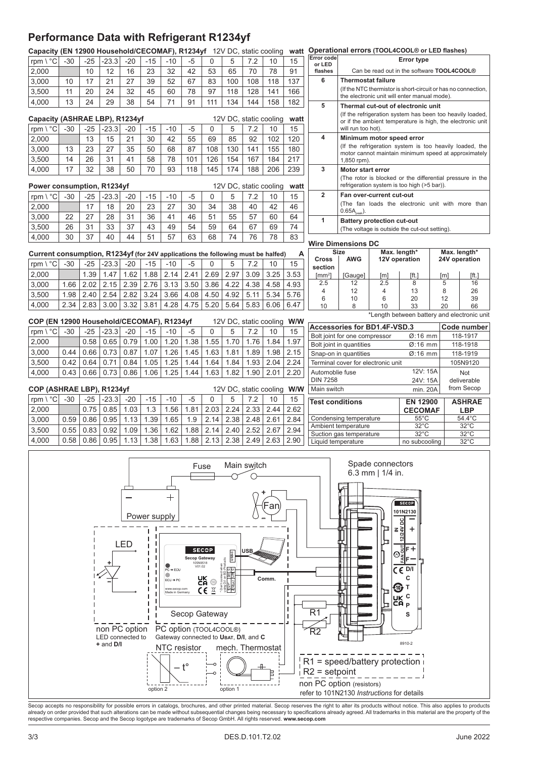# Performance Data with Refrigerant R1234yf

**Capacity (EN 12900 Household/CECOMAF), R1234yf** 12V DC, static cooling **watt**

| rpm \ °C | -30 | -25 | -23.3 | -20 | -15 | -10 | -5 | 0 | 5 | 7.2 | 10 | 15 |
|---|---|---|---|---|---|---|---|---|---|---|---|---|
| 2,000 | | 10 | 12 | 16 | 23 | 32 | 42 | 53 | 65 | 70 | 78 | 91 |
| 3,000 | 10 | 17 | 21 | 27 | 39 | 52 | 67 | 83 | 100 | 108 | 118 | 137 |
| 3,500 | 11 | 20 | 24 | 32 | 45 | 60 | 78 | 97 | 118 | 128 | 141 | 166 |
| 4,000 | 13 | 24 | 29 | 38 | 54 | 71 | 91 | 111 | 134 | 144 | 158 | 182 |

**Capacity (ASHRAE LBP), R1234yf** 12V DC, static cooling **watt**

| rpm \ °C | -30 | -25 | -23.3 | -20 | -15 | -10 | -5 | 0 | 5 | 7.2 | 10 | 15 |
|---|---|---|---|---|---|---|---|---|---|---|---|---|
| 2,000 | | 13 | 15 | 21 | 30 | 42 | 55 | 69 | 85 | 92 | 102 | 120 |
| 3,000 | 13 | 23 | 27 | 35 | 50 | 68 | 87 | 108 | 130 | 141 | 155 | 180 |
| 3,500 | 14 | 26 | 31 | 41 | 58 | 78 | 101 | 126 | 154 | 167 | 184 | 217 |
| 4,000 | 17 | 32 | 38 | 50 | 70 | 93 | 118 | 145 | 174 | 188 | 206 | 239 |

**Power consumption, R1234yf** 12V DC, static cooling **watt**

| rpm \ °C | -30 | -25 | -23.3 | -20 | -15 | -10 | -5 | 0 | 5 | 7.2 | 10 | 15 |
|---|---|---|---|---|---|---|---|---|---|---|---|---|
| 2,000 | | 17 | 18 | 20 | 23 | 27 | 30 | 34 | 38 | 40 | 42 | 46 |
| 3,000 | 22 | 27 | 28 | 31 | 36 | 41 | 46 | 51 | 55 | 57 | 60 | 64 |
| 3,500 | 26 | 31 | 33 | 37 | 43 | 49 | 54 | 59 | 64 | 67 | 69 | 74 |
| 4,000 | 30 | 37 | 40 | 44 | 51 | 57 | 63 | 68 | 74 | 76 | 78 | 83 |

**Current consumption, R1234yf (for 24V applications the following must be halfed)** **A**

| rpm \ °C | -30 | -25 | -23.3 | -20 | -15 | -10 | -5 | 0 | 5 | 7.2 | 10 | 15 |
|---|---|---|---|---|---|---|---|---|---|---|---|---|
| 2,000 | | 1.39 | 1.47 | 1.62 | 1.88 | 2.14 | 2.41 | 2.69 | 2.97 | 3.09 | 3.25 | 3.53 |
| 3,000 | 1.66 | 2.02 | 2.15 | 2.39 | 2.76 | 3.13 | 3.50 | 3.86 | 4.22 | 4.38 | 4.58 | 4.93 |
| 3,500 | 1.98 | 2.40 | 2.54 | 2.82 | 3.24 | 3.66 | 4.08 | 4.50 | 4.92 | 5.11 | 5.34 | 5.76 |
| 4,000 | 2.34 | 2.83 | 3.00 | 3.32 | 3.81 | 4.28 | 4.75 | 5.20 | 5.64 | 5.83 | 6.06 | 6.47 |

**COP (EN 12900 Household/CECOMAF), R1234yf** 12V DC, static cooling **W/W**

| rpm \ °C | -30 | -25 | -23.3 | -20 | -15 | -10 | -5 | 0 | 5 | 7.2 | 10 | 15 |
|---|---|---|---|---|---|---|---|---|---|---|---|---|
| 2,000 | | 0.58 | 0.65 | 0.79 | 1.00 | 1.20 | 1.38 | 1.55 | 1.70 | 1.76 | 1.84 | 1.97 |
| 3,000 | 0.44 | 0.66 | 0.73 | 0.87 | 1.07 | 1.26 | 1.45 | 1.63 | 1.81 | 1.89 | 1.98 | 2.15 |
| 3,500 | 0.42 | 0.64 | 0.71 | 0.84 | 1.05 | 1.25 | 1.44 | 1.64 | 1.84 | 1.93 | 2.04 | 2.24 |
| 4,000 | 0.43 | 0.66 | 0.73 | 0.86 | 1.06 | 1.25 | 1.44 | 1.63 | 1.82 | 1.90 | 2.01 | 2.20 |

**COP (ASHRAE LBP), R1234yf** 12V DC, static cooling **W/W**

| rpm \ °C | -30 | -25 | -23.3 | -20 | -15 | -10 | -5 | 0 | 5 | 7.2 | 10 | 15 |
|---|---|---|---|---|---|---|---|---|---|---|---|---|
| 2,000 | | 0.75 | 0.85 | 1.03 | 1.3 | 1.56 | 1.81 | 2.03 | 2.24 | 2.33 | 2.44 | 2.62 |
| 3,000 | 0.59 | 0.86 | 0.95 | 1.13 | 1.39 | 1.65 | 1.9 | 2.14 | 2.38 | 2.48 | 2.61 | 2.84 |
| 3,500 | 0.55 | 0.83 | 0.92 | 1.09 | 1.36 | 1.62 | 1.88 | 2.14 | 2.40 | 2.52 | 2.67 | 2.94 |
| 4,000 | 0.58 | 0.86 | 0.95 | 1.13 | 1.38 | 1.63 | 1.88 | 2.13 | 2.38 | 2.49 | 2.63 | 2.90 |

**Operational errors (TOOL4COOL® or LED flashes)**

| Error code or LED flashes | Error type |
|---|---|
| | Can be read out in the software **TOOL4COOL®** |
| 6 | **Thermostat failure** (If the NTC thermistor is short-circuit or has no connection, the electronic unit will enter manual mode). |
| 5 | **Thermal cut-out of electronic unit** (If the refrigeration system has been too heavily loaded, or if the ambient temperature is high, the electronic unit will run too hot). |
| 4 | **Minimum motor speed error** (If the refrigeration system is too heavily loaded, the motor cannot maintain minimum speed at approximately 1,850 rpm). |
| 3 | **Motor start error** (The rotor is blocked or the differential pressure in the refrigeration system is too high (>5 bar)). |
| 2 | **Fan over-current cut-out** (The fan loads the electronic unit with more than $0.65A_{peak}$). |
| 1 | **Battery protection cut-out** (The voltage is outside the cut-out setting). |

**Wire Dimensions DC**

| Size | | Max. length* 12V operation | | Max. length* 24V operation | |
|---|---|---|---|---|---|
| Cross section | AWG | | | | |
| [mm²] | [Gauge] | [m] | [ft.] | [m] | [ft.] |
| 2.5 | 12 | 2.5 | 8 | 5 | 16 |
| 4 | 12 | 4 | 13 | 8 | 26 |
| 6 | 10 | 6 | 20 | 12 | 39 |
| 10 | 8 | 10 | 33 | 20 | 66 |

*Length between battery and electronic unit

| Accessories for BD1.4F-VSD.3 | | Code number |
|---|---|---|
| Bolt joint for one compressor | Ø:16 mm | 118-1917 |
| Bolt joint in quantities | Ø:16 mm | 118-1918 |
| Snap-on in quantities | Ø:16 mm | 118-1919 |
| Terminal cover for electronic unit | | 105N9120 |
| Automoblie fuse DIN 7258 | 12V: 15A / 24V: 15A | Not deliverable from Secop |
| Main switch | min. 20A | |

| Test conditions | EN 12900 CECOMAF | ASHRAE LBP |
|---|---|---|
| Condensing temperature | 55°C | 54.4°C |
| Ambient temperature | 32°C | 32°C |
| Suction gas temperature | 32°C | 32°C |
| Liquid temperature | no subcooling | 32°C |

Fuse
Main switch
Power supply
Fan
Spade connectors 6.3 mm | 1/4 in.
101N2130
LED
Secop Gateway
USB
Comm.
R1
R2
non PC option
LED connected to **+** and **D/I**
PC option (TOOL4COOL®)
Gateway connected to **U**BAT, **D/I**, and **C**
NTC resistor
mech. Thermostat
option 2
option 1
R1 = speed/battery protection
R2 = setpoint
non PC option (resistors)
refer to 101N2130 *Instructions* for details

Secop accepts no responsibility for possible errors in catalogs, brochures, and other printed material. Secop reserves the right to alter its products without notice. This also applies to products already on order provided that such alterations can be made without subsequential changes being necessary to specifications already agreed. All trademarks in this material are the property of the respective companies. Secop and the Secop logotype are trademarks of Secop GmbH. All rights reserved. **www.secop.com**

DES.D.101.T2.02 June 2022